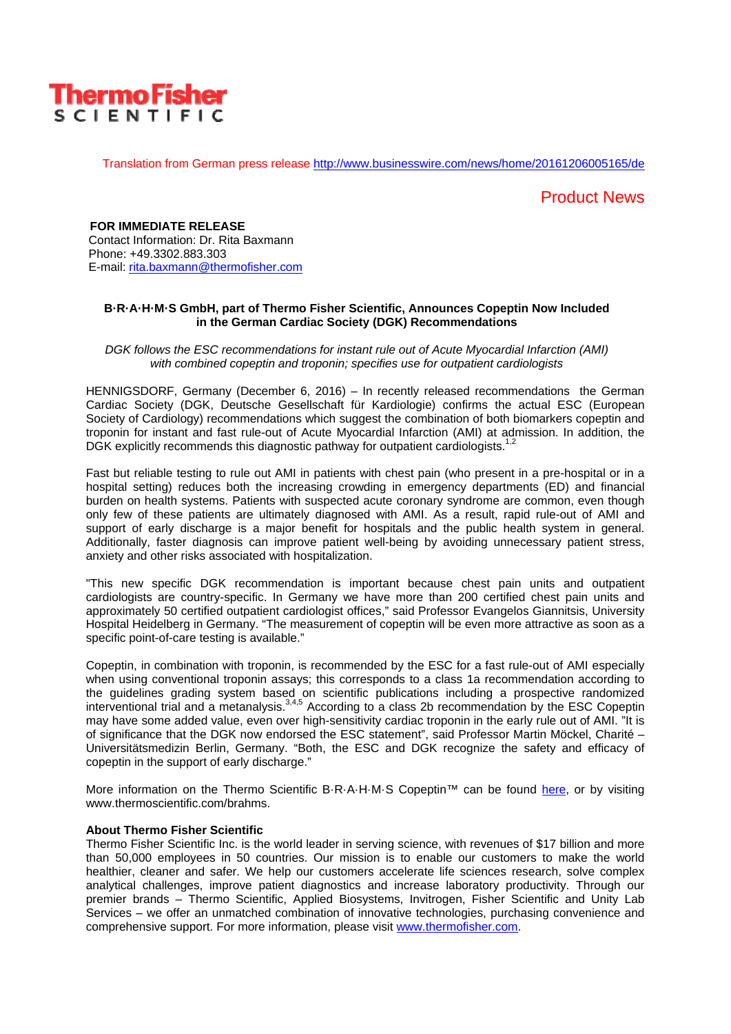Thermo Fisher SCIENTIFIC

Translation from German press release http://www.businesswire.com/news/home/20161206005165/de

Product News

**FOR IMMEDIATE RELEASE**
Contact Information: Dr. Rita Baxmann
Phone: +49.3302.883.303
E-mail: rita.baxmann@thermofisher.com

**B·R·A·H·M·S GmbH, part of Thermo Fisher Scientific, Announces Copeptin Now Included in the German Cardiac Society (DGK) Recommendations**

*DGK follows the ESC recommendations for instant rule out of Acute Myocardial Infarction (AMI) with combined copeptin and troponin; specifies use for outpatient cardiologists*

HENNIGSDORF, Germany (December 6, 2016) – In recently released recommendations the German Cardiac Society (DGK, Deutsche Gesellschaft für Kardiologie) confirms the actual ESC (European Society of Cardiology) recommendations which suggest the combination of both biomarkers copeptin and troponin for instant and fast rule-out of Acute Myocardial Infarction (AMI) at admission. In addition, the DGK explicitly recommends this diagnostic pathway for outpatient cardiologists.[1,2]

Fast but reliable testing to rule out AMI in patients with chest pain (who present in a pre-hospital or in a hospital setting) reduces both the increasing crowding in emergency departments (ED) and financial burden on health systems. Patients with suspected acute coronary syndrome are common, even though only few of these patients are ultimately diagnosed with AMI. As a result, rapid rule-out of AMI and support of early discharge is a major benefit for hospitals and the public health system in general. Additionally, faster diagnosis can improve patient well-being by avoiding unnecessary patient stress, anxiety and other risks associated with hospitalization.

"This new specific DGK recommendation is important because chest pain units and outpatient cardiologists are country-specific. In Germany we have more than 200 certified chest pain units and approximately 50 certified outpatient cardiologist offices," said Professor Evangelos Giannitsis, University Hospital Heidelberg in Germany. "The measurement of copeptin will be even more attractive as soon as a specific point-of-care testing is available."

Copeptin, in combination with troponin, is recommended by the ESC for a fast rule-out of AMI especially when using conventional troponin assays; this corresponds to a class 1a recommendation according to the guidelines grading system based on scientific publications including a prospective randomized interventional trial and a metanalysis.[3,4,5] According to a class 2b recommendation by the ESC Copeptin may have some added value, even over high-sensitivity cardiac troponin in the early rule out of AMI. "It is of significance that the DGK now endorsed the ESC statement", said Professor Martin Möckel, Charité – Universitätsmedizin Berlin, Germany. "Both, the ESC and DGK recognize the safety and efficacy of copeptin in the support of early discharge."

More information on the Thermo Scientific B·R·A·H·M·S Copeptin™ can be found here, or by visiting www.thermoscientific.com/brahms.

**About Thermo Fisher Scientific**
Thermo Fisher Scientific Inc. is the world leader in serving science, with revenues of $17 billion and more than 50,000 employees in 50 countries. Our mission is to enable our customers to make the world healthier, cleaner and safer. We help our customers accelerate life sciences research, solve complex analytical challenges, improve patient diagnostics and increase laboratory productivity. Through our premier brands – Thermo Scientific, Applied Biosystems, Invitrogen, Fisher Scientific and Unity Lab Services – we offer an unmatched combination of innovative technologies, purchasing convenience and comprehensive support. For more information, please visit www.thermofisher.com.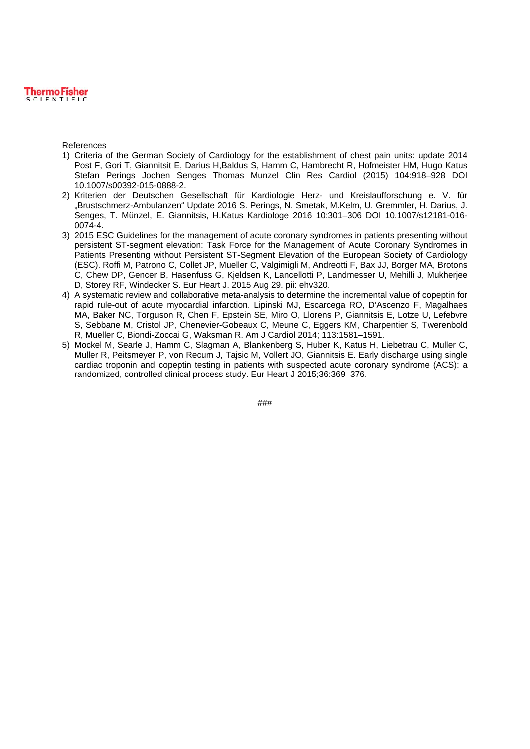References

1) Criteria of the German Society of Cardiology for the establishment of chest pain units: update 2014 Post F, Gori T, Giannitsit E, Darius H,Baldus S, Hamm C, Hambrecht R, Hofmeister HM, Hugo Katus Stefan Perings Jochen Senges Thomas Munzel Clin Res Cardiol (2015) 104:918–928 DOI 10.1007/s00392-015-0888-2.
2) Kriterien der Deutschen Gesellschaft für Kardiologie Herz- und Kreislaufforschung e. V. für „Brustschmerz-Ambulanzen" Update 2016 S. Perings, N. Smetak, M.Kelm, U. Gremmler, H. Darius, J. Senges, T. Münzel, E. Giannitsis, H.Katus Kardiologe 2016 10:301–306 DOI 10.1007/s12181-016-0074-4.
3) 2015 ESC Guidelines for the management of acute coronary syndromes in patients presenting without persistent ST-segment elevation: Task Force for the Management of Acute Coronary Syndromes in Patients Presenting without Persistent ST-Segment Elevation of the European Society of Cardiology (ESC). Roffi M, Patrono C, Collet JP, Mueller C, Valgimigli M, Andreotti F, Bax JJ, Borger MA, Brotons C, Chew DP, Gencer B, Hasenfuss G, Kjeldsen K, Lancellotti P, Landmesser U, Mehilli J, Mukherjee D, Storey RF, Windecker S. Eur Heart J. 2015 Aug 29. pii: ehv320.
4) A systematic review and collaborative meta-analysis to determine the incremental value of copeptin for rapid rule-out of acute myocardial infarction. Lipinski MJ, Escarcega RO, D'Ascenzo F, Magalhaes MA, Baker NC, Torguson R, Chen F, Epstein SE, Miro O, Llorens P, Giannitsis E, Lotze U, Lefebvre S, Sebbane M, Cristol JP, Chenevier-Gobeaux C, Meune C, Eggers KM, Charpentier S, Twerenbold R, Mueller C, Biondi-Zoccai G, Waksman R. Am J Cardiol 2014; 113:1581–1591.
5) Mockel M, Searle J, Hamm C, Slagman A, Blankenberg S, Huber K, Katus H, Liebetrau C, Muller C, Muller R, Peitsmeyer P, von Recum J, Tajsic M, Vollert JO, Giannitsis E. Early discharge using single cardiac troponin and copeptin testing in patients with suspected acute coronary syndrome (ACS): a randomized, controlled clinical process study. Eur Heart J 2015;36:369–376.

###